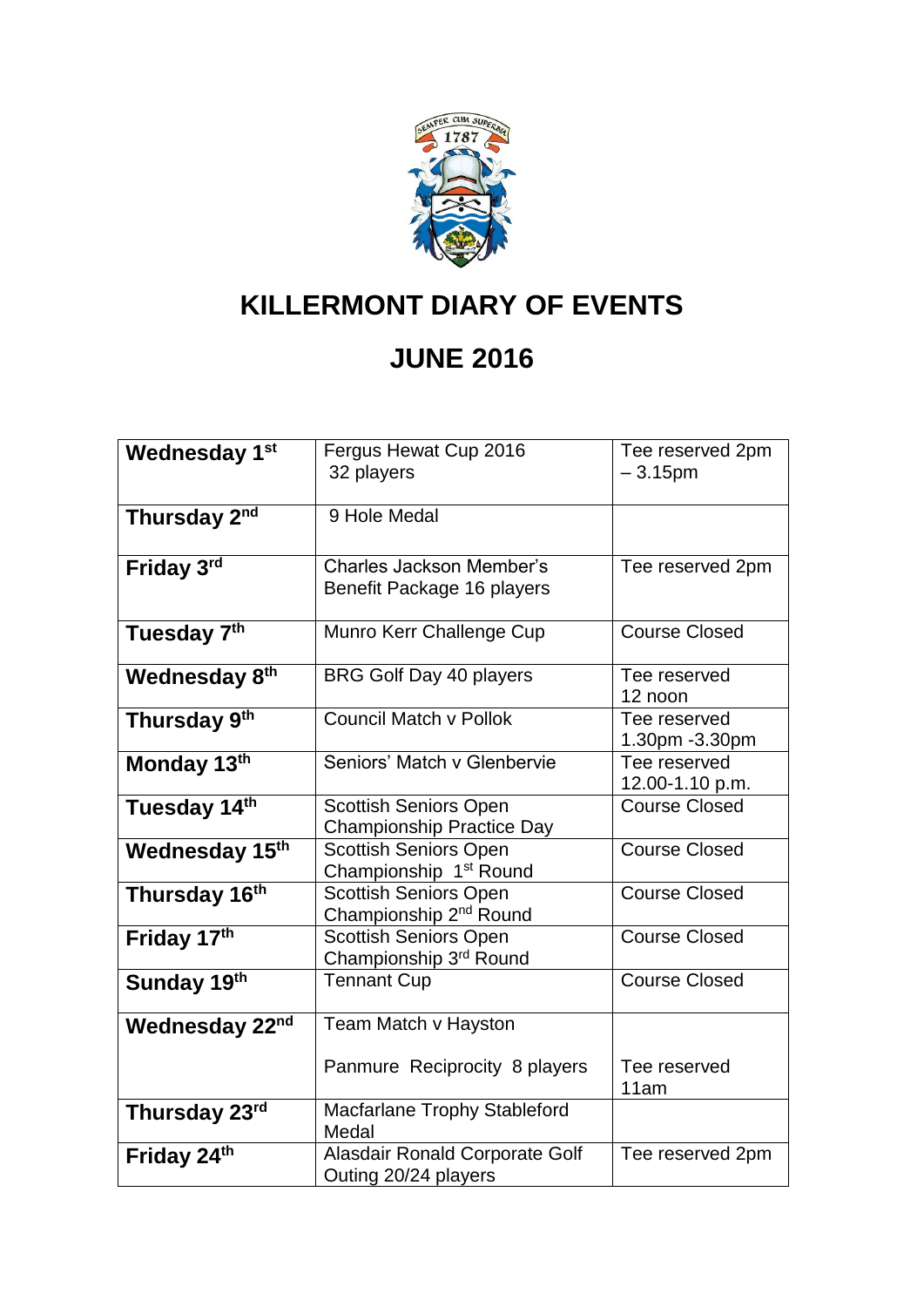# KILLERMONT DIARY OF EVENTS

## JUNE 2016

| | | |
|---|---|---|
| **Wednesday 1st** | Fergus Hewat Cup 2016<br>32 players | Tee reserved 2pm – 3.15pm |
| **Thursday 2nd** | 9 Hole Medal | |
| **Friday 3rd** | Charles Jackson Member's Benefit Package 16 players | Tee reserved 2pm |
| **Tuesday 7th** | Munro Kerr Challenge Cup | Course Closed |
| **Wednesday 8th** | BRG Golf Day 40 players | Tee reserved 12 noon |
| **Thursday 9th** | Council Match v Pollok | Tee reserved 1.30pm -3.30pm |
| **Monday 13th** | Seniors' Match v Glenbervie | Tee reserved 12.00-1.10 p.m. |
| **Tuesday 14th** | Scottish Seniors Open Championship Practice Day | Course Closed |
| **Wednesday 15th** | Scottish Seniors Open Championship 1st Round | Course Closed |
| **Thursday 16th** | Scottish Seniors Open Championship 2nd Round | Course Closed |
| **Friday 17th** | Scottish Seniors Open Championship 3rd Round | Course Closed |
| **Sunday 19th** | Tennant Cup | Course Closed |
| **Wednesday 22nd** | Team Match v Hayston<br><br>Panmure Reciprocity 8 players | <br><br>Tee reserved 11am |
| **Thursday 23rd** | Macfarlane Trophy Stableford Medal | |
| **Friday 24th** | Alasdair Ronald Corporate Golf Outing 20/24 players | Tee reserved 2pm |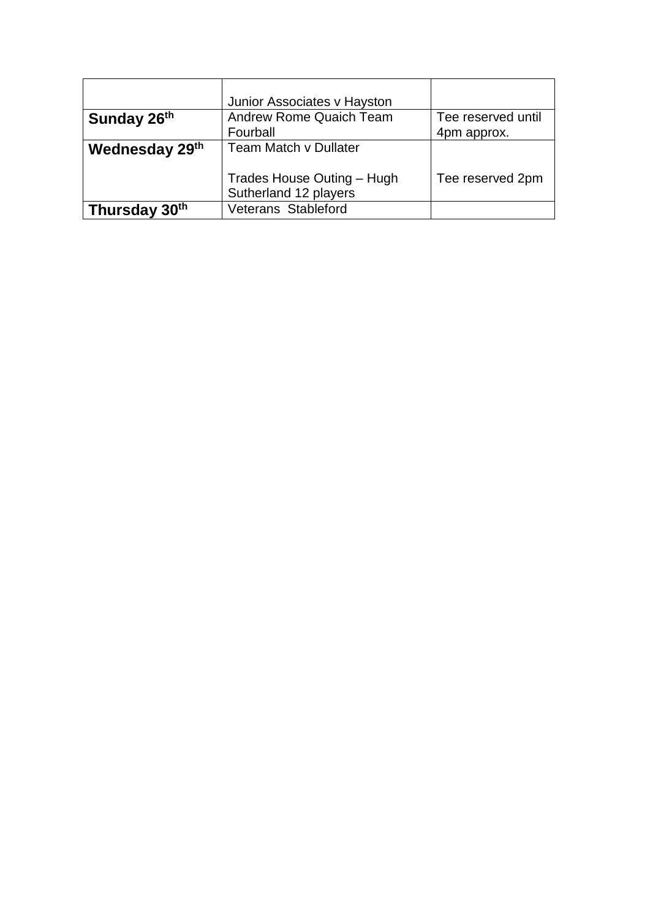| | | |
|---|---|---|
| | Junior Associates v Hayston | |
| **Sunday 26th** | Andrew Rome Quaich Team Fourball | Tee reserved until 4pm approx. |
| **Wednesday 29th** | Team Match v Dullater<br><br>Trades House Outing – Hugh Sutherland 12 players | <br><br>Tee reserved 2pm |
| **Thursday 30th** | Veterans Stableford | |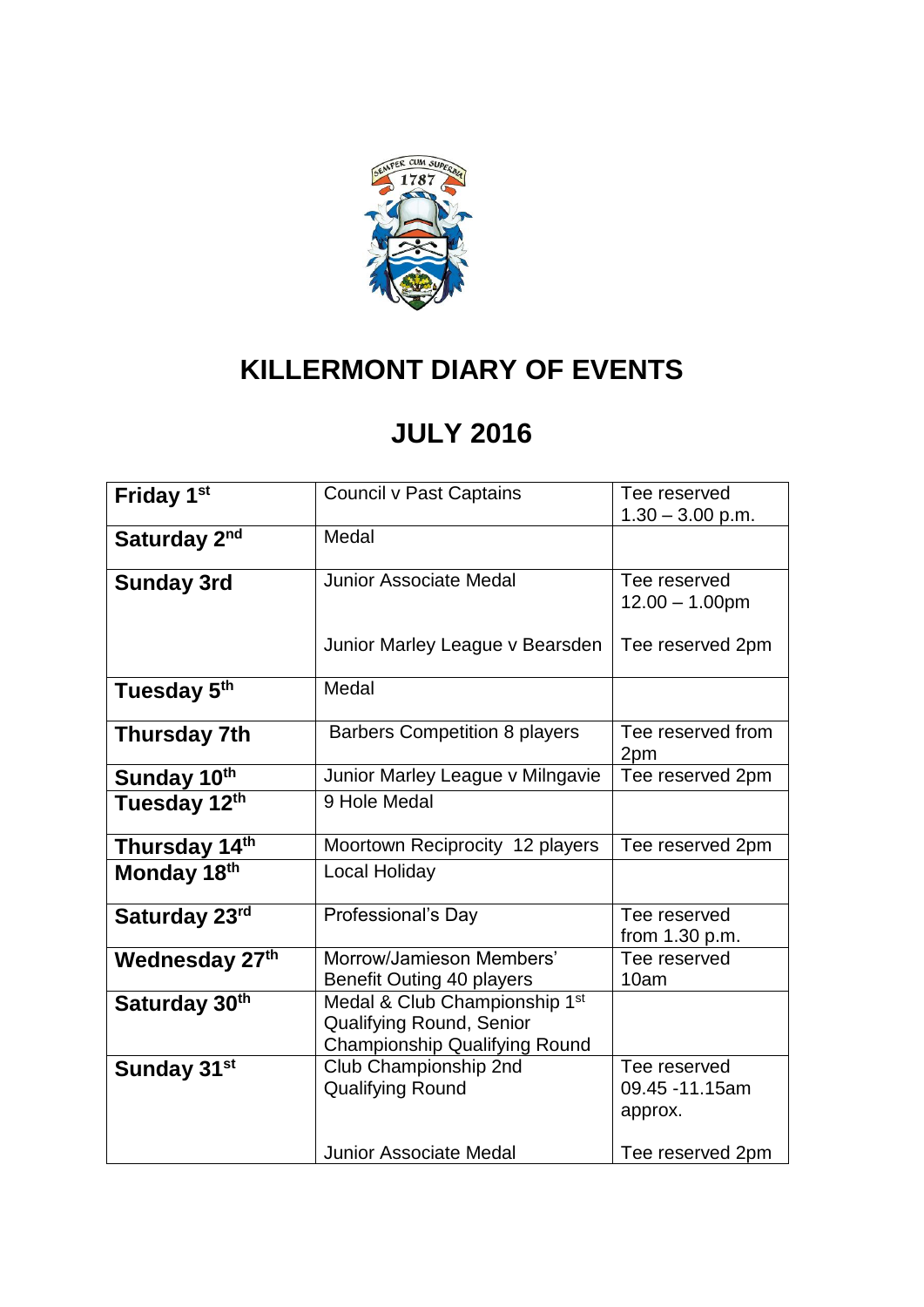# KILLERMONT DIARY OF EVENTS

# JULY 2016

| | | |
|---|---|---|
| **Friday 1st** | Council v Past Captains | Tee reserved 1.30 – 3.00 p.m. |
| **Saturday 2nd** | Medal | |
| **Sunday 3rd** | Junior Associate Medal<br><br>Junior Marley League v Bearsden | Tee reserved 12.00 – 1.00pm<br><br>Tee reserved 2pm |
| **Tuesday 5th** | Medal | |
| **Thursday 7th** | Barbers Competition 8 players | Tee reserved from 2pm |
| **Sunday 10th** | Junior Marley League v Milngavie | Tee reserved 2pm |
| **Tuesday 12th** | 9 Hole Medal | |
| **Thursday 14th** | Moortown Reciprocity 12 players | Tee reserved 2pm |
| **Monday 18th** | Local Holiday | |
| **Saturday 23rd** | Professional's Day | Tee reserved from 1.30 p.m. |
| **Wednesday 27th** | Morrow/Jamieson Members' Benefit Outing 40 players | Tee reserved 10am |
| **Saturday 30th** | Medal & Club Championship 1st Qualifying Round, Senior Championship Qualifying Round | |
| **Sunday 31st** | Club Championship 2nd Qualifying Round<br><br>Junior Associate Medal | Tee reserved 09.45 -11.15am approx.<br><br>Tee reserved 2pm |